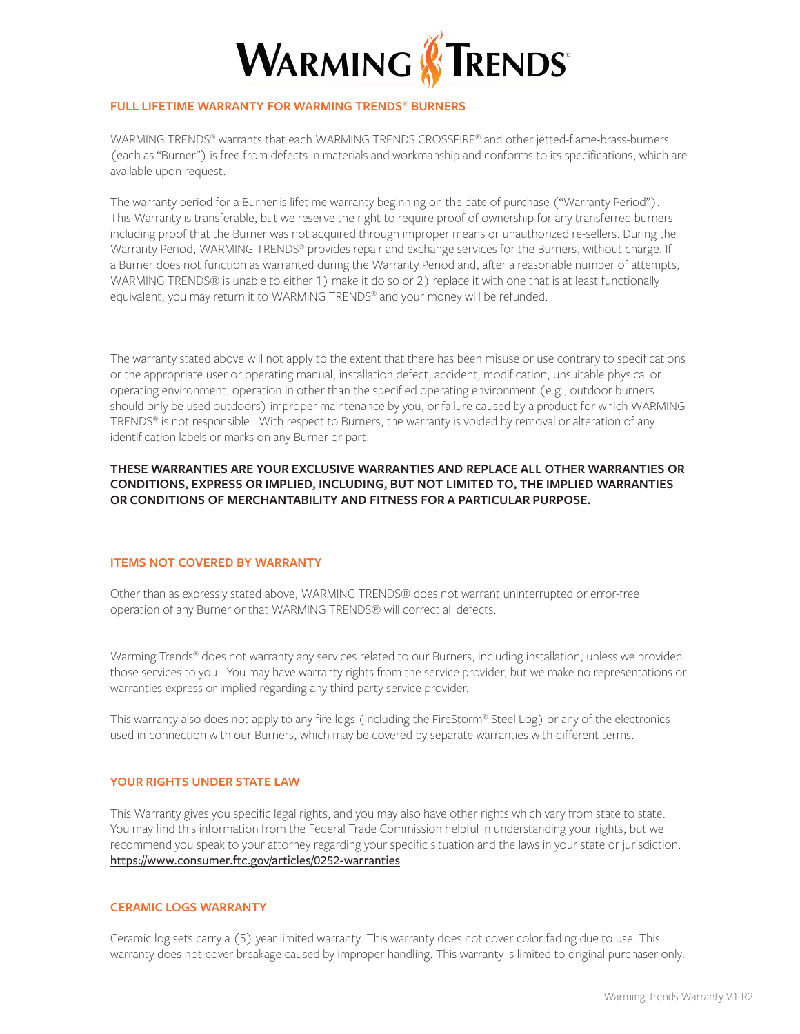# WARMING TRENDS®

## FULL LIFETIME WARRANTY FOR WARMING TRENDS® BURNERS

WARMING TRENDS® warrants that each WARMING TRENDS CROSSFIRE® and other jetted-flame-brass-burners (each as "Burner") is free from defects in materials and workmanship and conforms to its specifications, which are available upon request.

The warranty period for a Burner is lifetime warranty beginning on the date of purchase ("Warranty Period"). This Warranty is transferable, but we reserve the right to require proof of ownership for any transferred burners including proof that the Burner was not acquired through improper means or unauthorized re-sellers. During the Warranty Period, WARMING TRENDS® provides repair and exchange services for the Burners, without charge. If a Burner does not function as warranted during the Warranty Period and, after a reasonable number of attempts, WARMING TRENDS® is unable to either 1) make it do so or 2) replace it with one that is at least functionally equivalent, you may return it to WARMING TRENDS® and your money will be refunded.

The warranty stated above will not apply to the extent that there has been misuse or use contrary to specifications or the appropriate user or operating manual, installation defect, accident, modification, unsuitable physical or operating environment, operation in other than the specified operating environment (e.g., outdoor burners should only be used outdoors) improper maintenance by you, or failure caused by a product for which WARMING TRENDS® is not responsible. With respect to Burners, the warranty is voided by removal or alteration of any identification labels or marks on any Burner or part.

**THESE WARRANTIES ARE YOUR EXCLUSIVE WARRANTIES AND REPLACE ALL OTHER WARRANTIES OR CONDITIONS, EXPRESS OR IMPLIED, INCLUDING, BUT NOT LIMITED TO, THE IMPLIED WARRANTIES OR CONDITIONS OF MERCHANTABILITY AND FITNESS FOR A PARTICULAR PURPOSE.**

## ITEMS NOT COVERED BY WARRANTY

Other than as expressly stated above, WARMING TRENDS® does not warrant uninterrupted or error-free operation of any Burner or that WARMING TRENDS® will correct all defects.

Warming Trends® does not warranty any services related to our Burners, including installation, unless we provided those services to you. You may have warranty rights from the service provider, but we make no representations or warranties express or implied regarding any third party service provider.

This warranty also does not apply to any fire logs (including the FireStorm® Steel Log) or any of the electronics used in connection with our Burners, which may be covered by separate warranties with different terms.

## YOUR RIGHTS UNDER STATE LAW

This Warranty gives you specific legal rights, and you may also have other rights which vary from state to state. You may find this information from the Federal Trade Commission helpful in understanding your rights, but we recommend you speak to your attorney regarding your specific situation and the laws in your state or jurisdiction.
https://www.consumer.ftc.gov/articles/0252-warranties

## CERAMIC LOGS WARRANTY

Ceramic log sets carry a (5) year limited warranty. This warranty does not cover color fading due to use. This warranty does not cover breakage caused by improper handling. This warranty is limited to original purchaser only.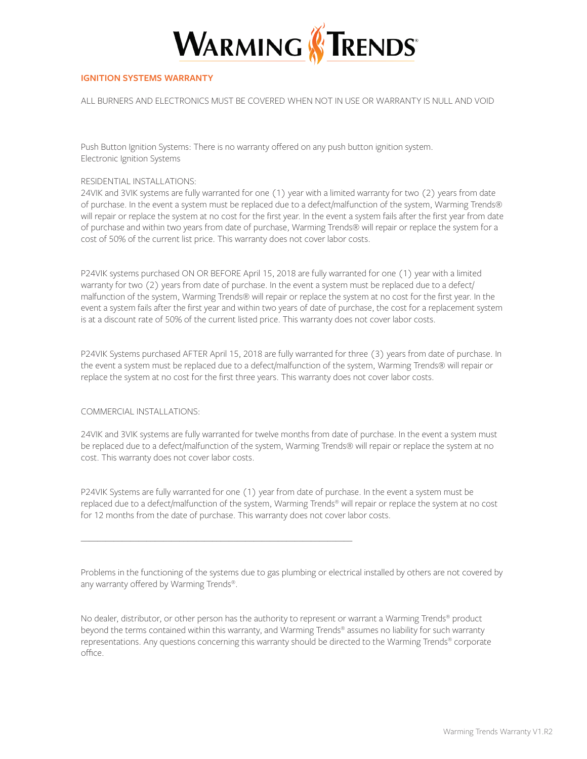# WARMING TRENDS®

## IGNITION SYSTEMS WARRANTY

ALL BURNERS AND ELECTRONICS MUST BE COVERED WHEN NOT IN USE OR WARRANTY IS NULL AND VOID

Push Button Ignition Systems: There is no warranty offered on any push button ignition system.
Electronic Ignition Systems

RESIDENTIAL INSTALLATIONS:
24VIK and 3VIK systems are fully warranted for one (1) year with a limited warranty for two (2) years from date of purchase. In the event a system must be replaced due to a defect/malfunction of the system, Warming Trends® will repair or replace the system at no cost for the first year. In the event a system fails after the first year from date of purchase and within two years from date of purchase, Warming Trends® will repair or replace the system for a cost of 50% of the current list price. This warranty does not cover labor costs.

P24VIK systems purchased ON OR BEFORE April 15, 2018 are fully warranted for one (1) year with a limited warranty for two (2) years from date of purchase. In the event a system must be replaced due to a defect/malfunction of the system, Warming Trends® will repair or replace the system at no cost for the first year. In the event a system fails after the first year and within two years of date of purchase, the cost for a replacement system is at a discount rate of 50% of the current listed price. This warranty does not cover labor costs.

P24VIK Systems purchased AFTER April 15, 2018 are fully warranted for three (3) years from date of purchase. In the event a system must be replaced due to a defect/malfunction of the system, Warming Trends® will repair or replace the system at no cost for the first three years. This warranty does not cover labor costs.

COMMERCIAL INSTALLATIONS:

24VIK and 3VIK systems are fully warranted for twelve months from date of purchase. In the event a system must be replaced due to a defect/malfunction of the system, Warming Trends® will repair or replace the system at no cost. This warranty does not cover labor costs.

P24VIK Systems are fully warranted for one (1) year from date of purchase. In the event a system must be replaced due to a defect/malfunction of the system, Warming Trends® will repair or replace the system at no cost for 12 months from the date of purchase. This warranty does not cover labor costs.

---

Problems in the functioning of the systems due to gas plumbing or electrical installed by others are not covered by any warranty offered by Warming Trends®.

No dealer, distributor, or other person has the authority to represent or warrant a Warming Trends® product beyond the terms contained within this warranty, and Warming Trends® assumes no liability for such warranty representations. Any questions concerning this warranty should be directed to the Warming Trends® corporate office.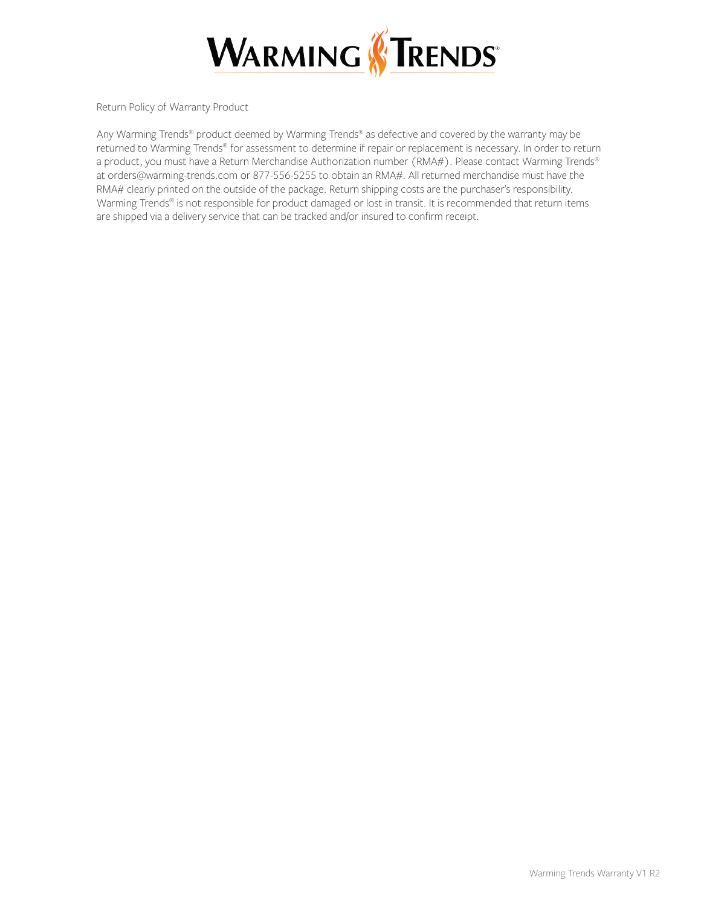Return Policy of Warranty Product

Any Warming Trends® product deemed by Warming Trends® as defective and covered by the warranty may be returned to Warming Trends® for assessment to determine if repair or replacement is necessary. In order to return a product, you must have a Return Merchandise Authorization number (RMA#). Please contact Warming Trends® at orders@warming-trends.com or 877-556-5255 to obtain an RMA#. All returned merchandise must have the RMA# clearly printed on the outside of the package. Return shipping costs are the purchaser's responsibility. Warming Trends® is not responsible for product damaged or lost in transit. It is recommended that return items are shipped via a delivery service that can be tracked and/or insured to confirm receipt.